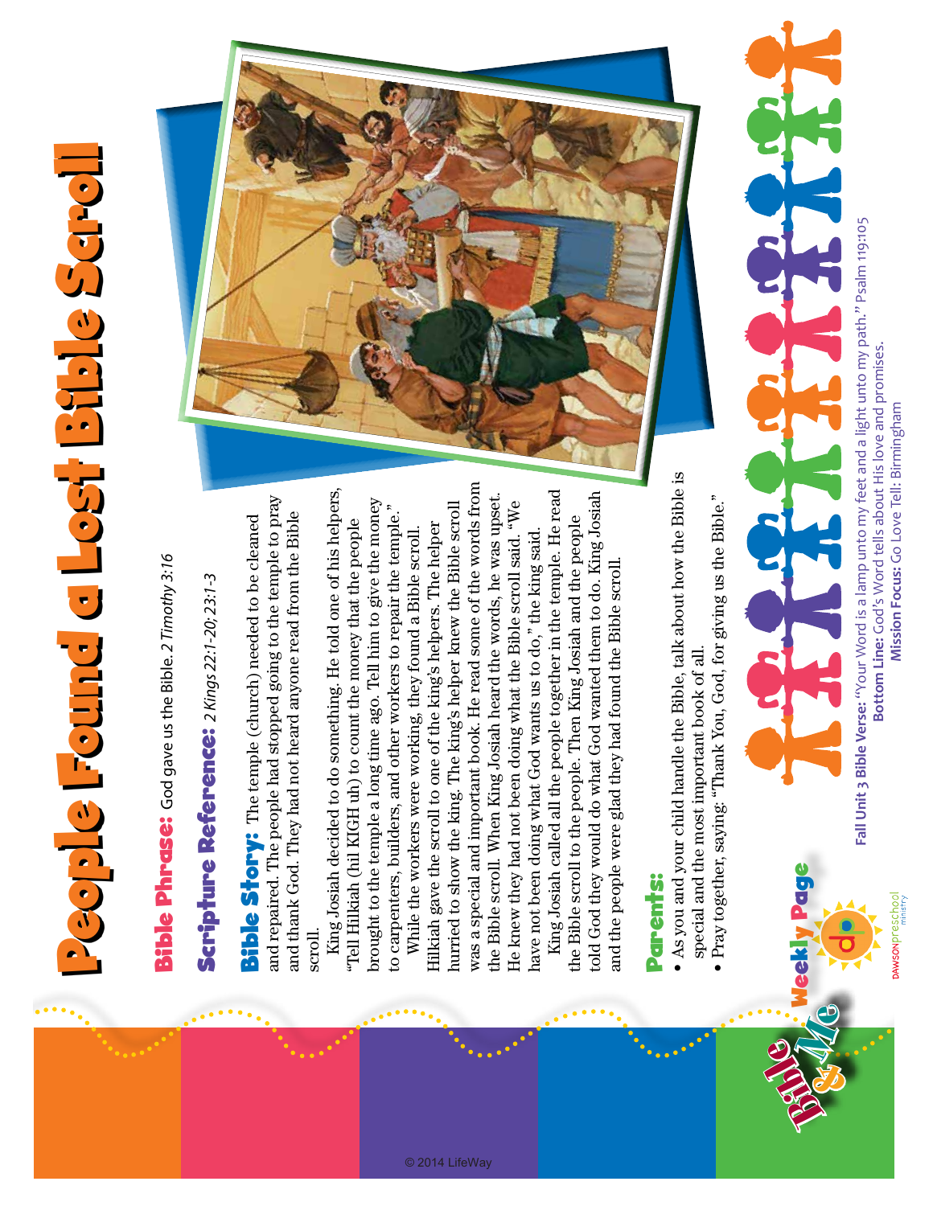# People Found a Lost Bible Scroll

**Bible Phrase:** God gave us the Bible. *2 Timothy 3:16*

**Scripture Reference:** *2 Kings 22:1-20; 23:1-3*

**Bible Story:** The temple (church) needed to be cleaned and repaired. The people had stopped going to the temple to pray and thank God. They had not heard anyone read from the Bible scroll.

King Josiah decided to do something. He told one of his helpers, "Tell Hilkiah (hil KIGH uh) to count the money that the people brought to the temple a long time ago. Tell him to give the money to carpenters, builders, and other workers to repair the temple."

While the workers were working, they found a Bible scroll. Hilkiah gave the scroll to one of the king's helpers. The helper hurried to show the king. The king's helper knew the Bible scroll was a special and important book. He read some of the words from the Bible scroll. When King Josiah heard the words, he was upset. He knew they had not been doing what the Bible scroll said. "We have not been doing what God wants us to do," the king said.

King Josiah called all the people together in the temple. He read the Bible scroll to the people. Then King Josiah and the people told God they would do what God wanted them to do. King Josiah and the people were glad they had found the Bible scroll.

## Parents:

- As you and your child handle the Bible, talk about how the Bible is special and the most important book of all.
- Pray together, saying: "Thank You, God, for giving us the Bible."

Bible & Me Weekly Page

DAWSON preschool ministry

**Fall Unit 3 Bible Verse:** "Your Word is a lamp unto my feet and a light unto my path." Psalm 119:105
**Bottom Line:** God's Word tells about His love and promises.
**Mission Focus:** Go Love Tell: Birmingham

© 2014 LifeWay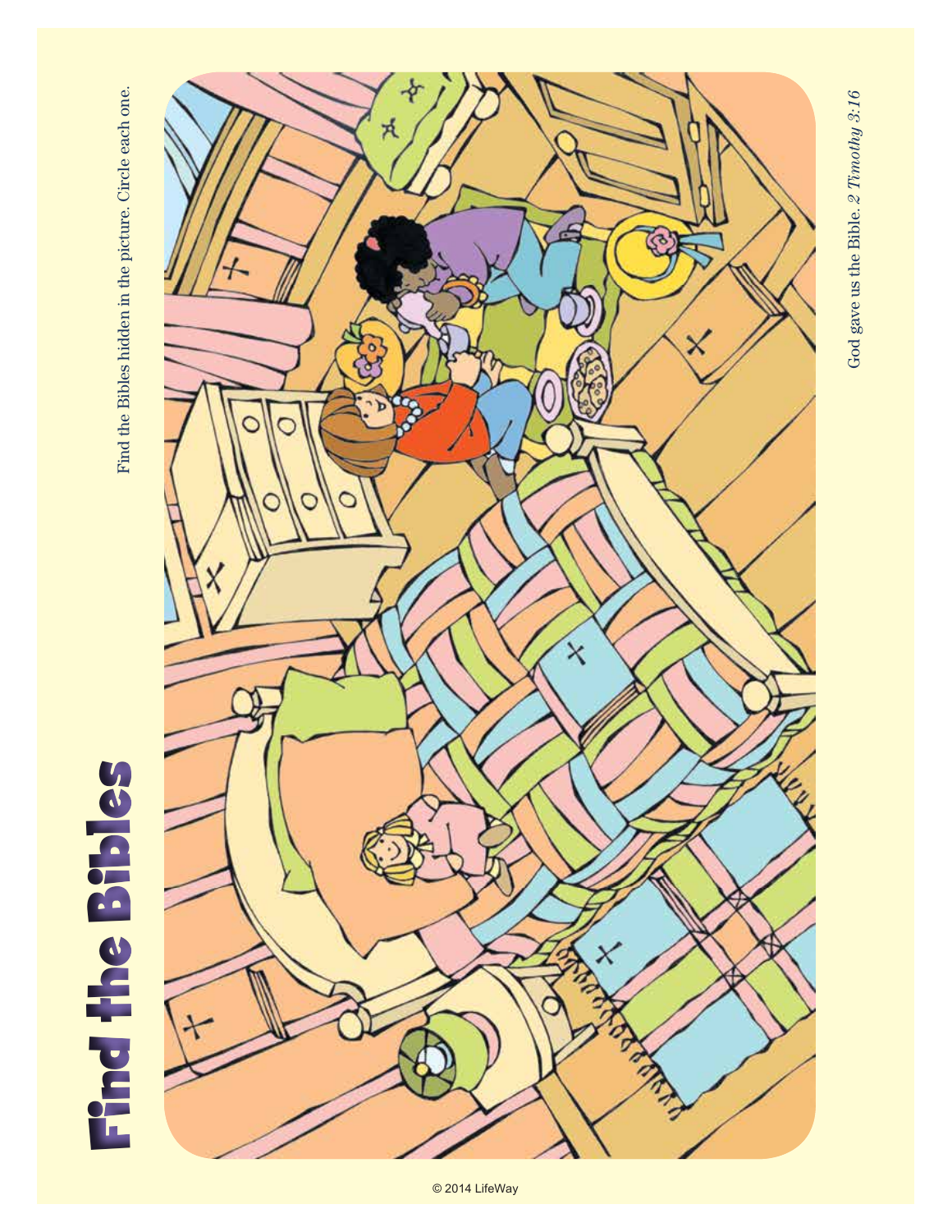# Find the Bibles

Find the Bibles hidden in the picture. Circle each one.

God gave us the Bible. *2 Timothy 3:16*

© 2014 LifeWay